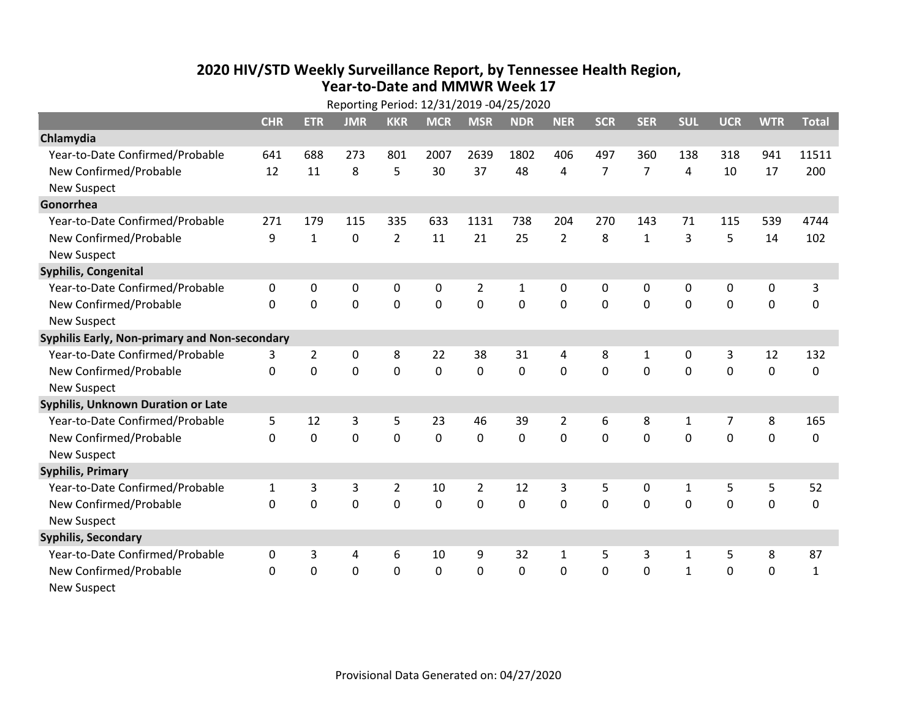# 2020 HIV/STD Weekly Surveillance Report, by Tennessee Health Region, Year-to-Date and MMWR Week 17

Reporting Period: 12/31/2019 -04/25/2020

| | CHR | ETR | JMR | KKR | MCR | MSR | NDR | NER | SCR | SER | SUL | UCR | WTR | Total |
|---|---|---|---|---|---|---|---|---|---|---|---|---|---|---|
| **Chlamydia** | | | | | | | | | | | | | | |
| Year-to-Date Confirmed/Probable | 641 | 688 | 273 | 801 | 2007 | 2639 | 1802 | 406 | 497 | 360 | 138 | 318 | 941 | 11511 |
| New Confirmed/Probable | 12 | 11 | 8 | 5 | 30 | 37 | 48 | 4 | 7 | 7 | 4 | 10 | 17 | 200 |
| New Suspect | | | | | | | | | | | | | | |
| **Gonorrhea** | | | | | | | | | | | | | | |
| Year-to-Date Confirmed/Probable | 271 | 179 | 115 | 335 | 633 | 1131 | 738 | 204 | 270 | 143 | 71 | 115 | 539 | 4744 |
| New Confirmed/Probable | 9 | 1 | 0 | 2 | 11 | 21 | 25 | 2 | 8 | 1 | 3 | 5 | 14 | 102 |
| New Suspect | | | | | | | | | | | | | | |
| **Syphilis, Congenital** | | | | | | | | | | | | | | |
| Year-to-Date Confirmed/Probable | 0 | 0 | 0 | 0 | 0 | 2 | 1 | 0 | 0 | 0 | 0 | 0 | 0 | 3 |
| New Confirmed/Probable | 0 | 0 | 0 | 0 | 0 | 0 | 0 | 0 | 0 | 0 | 0 | 0 | 0 | 0 |
| New Suspect | | | | | | | | | | | | | | |
| **Syphilis Early, Non-primary and Non-secondary** | | | | | | | | | | | | | | |
| Year-to-Date Confirmed/Probable | 3 | 2 | 0 | 8 | 22 | 38 | 31 | 4 | 8 | 1 | 0 | 3 | 12 | 132 |
| New Confirmed/Probable | 0 | 0 | 0 | 0 | 0 | 0 | 0 | 0 | 0 | 0 | 0 | 0 | 0 | 0 |
| New Suspect | | | | | | | | | | | | | | |
| **Syphilis, Unknown Duration or Late** | | | | | | | | | | | | | | |
| Year-to-Date Confirmed/Probable | 5 | 12 | 3 | 5 | 23 | 46 | 39 | 2 | 6 | 8 | 1 | 7 | 8 | 165 |
| New Confirmed/Probable | 0 | 0 | 0 | 0 | 0 | 0 | 0 | 0 | 0 | 0 | 0 | 0 | 0 | 0 |
| New Suspect | | | | | | | | | | | | | | |
| **Syphilis, Primary** | | | | | | | | | | | | | | |
| Year-to-Date Confirmed/Probable | 1 | 3 | 3 | 2 | 10 | 2 | 12 | 3 | 5 | 0 | 1 | 5 | 5 | 52 |
| New Confirmed/Probable | 0 | 0 | 0 | 0 | 0 | 0 | 0 | 0 | 0 | 0 | 0 | 0 | 0 | 0 |
| New Suspect | | | | | | | | | | | | | | |
| **Syphilis, Secondary** | | | | | | | | | | | | | | |
| Year-to-Date Confirmed/Probable | 0 | 3 | 4 | 6 | 10 | 9 | 32 | 1 | 5 | 3 | 1 | 5 | 8 | 87 |
| New Confirmed/Probable | 0 | 0 | 0 | 0 | 0 | 0 | 0 | 0 | 0 | 0 | 1 | 0 | 0 | 1 |
| New Suspect | | | | | | | | | | | | | | |

Provisional Data Generated on: 04/27/2020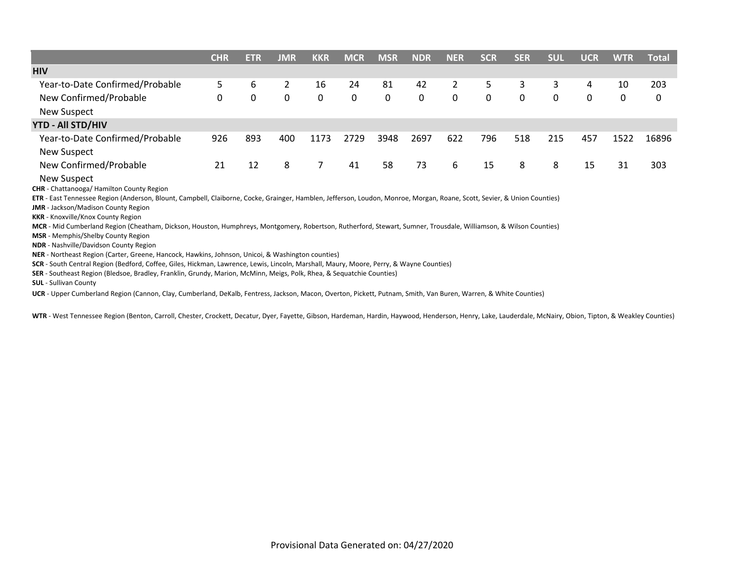| | CHR | ETR | JMR | KKR | MCR | MSR | NDR | NER | SCR | SER | SUL | UCR | WTR | Total |
|---|---|---|---|---|---|---|---|---|---|---|---|---|---|---|
| **HIV** | | | | | | | | | | | | | | |
| Year-to-Date Confirmed/Probable | 5 | 6 | 2 | 16 | 24 | 81 | 42 | 2 | 5 | 3 | 3 | 4 | 10 | 203 |
| New Confirmed/Probable | 0 | 0 | 0 | 0 | 0 | 0 | 0 | 0 | 0 | 0 | 0 | 0 | 0 | 0 |
| New Suspect | | | | | | | | | | | | | | |
| **YTD - All STD/HIV** | | | | | | | | | | | | | | |
| Year-to-Date Confirmed/Probable | 926 | 893 | 400 | 1173 | 2729 | 3948 | 2697 | 622 | 796 | 518 | 215 | 457 | 1522 | 16896 |
| New Suspect | | | | | | | | | | | | | | |
| New Confirmed/Probable | 21 | 12 | 8 | 7 | 41 | 58 | 73 | 6 | 15 | 8 | 8 | 15 | 31 | 303 |
| New Suspect | | | | | | | | | | | | | | |

**CHR** - Chattanooga/ Hamilton County Region

**ETR** - East Tennessee Region (Anderson, Blount, Campbell, Claiborne, Cocke, Grainger, Hamblen, Jefferson, Loudon, Monroe, Morgan, Roane, Scott, Sevier, & Union Counties)

**JMR** - Jackson/Madison County Region

**KKR** - Knoxville/Knox County Region

**MCR** - Mid Cumberland Region (Cheatham, Dickson, Houston, Humphreys, Montgomery, Robertson, Rutherford, Stewart, Sumner, Trousdale, Williamson, & Wilson Counties)

**MSR** - Memphis/Shelby County Region

**NDR** - Nashville/Davidson County Region

**NER** - Northeast Region (Carter, Greene, Hancock, Hawkins, Johnson, Unicoi, & Washington counties)

**SCR** - South Central Region (Bedford, Coffee, Giles, Hickman, Lawrence, Lewis, Lincoln, Marshall, Maury, Moore, Perry, & Wayne Counties)

**SER** - Southeast Region (Bledsoe, Bradley, Franklin, Grundy, Marion, McMinn, Meigs, Polk, Rhea, & Sequatchie Counties)

**SUL** - Sullivan County

**UCR** - Upper Cumberland Region (Cannon, Clay, Cumberland, DeKalb, Fentress, Jackson, Macon, Overton, Pickett, Putnam, Smith, Van Buren, Warren, & White Counties)

**WTR** - West Tennessee Region (Benton, Carroll, Chester, Crockett, Decatur, Dyer, Fayette, Gibson, Hardeman, Hardin, Haywood, Henderson, Henry, Lake, Lauderdale, McNairy, Obion, Tipton, & Weakley Counties)

Provisional Data Generated on: 04/27/2020